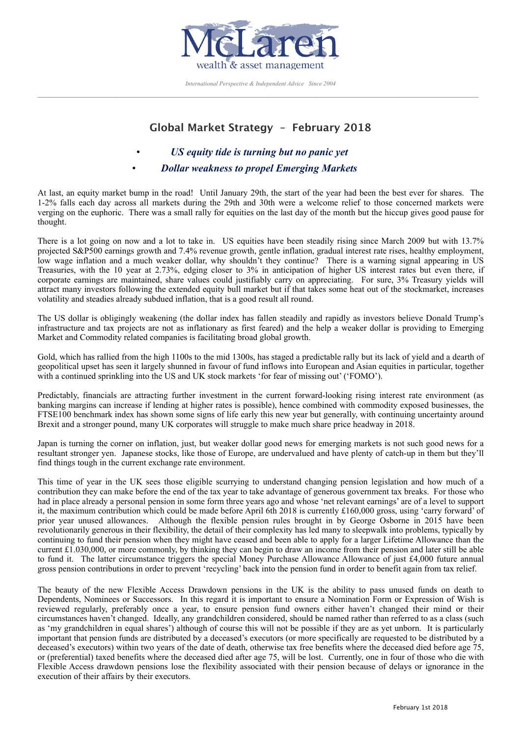McLaren
wealth & asset management

*International Perspective & Independent Advice  Since 2004*

## Global Market Strategy – February 2018

- ***US equity tide is turning but no panic yet***
- ***Dollar weakness to propel Emerging Markets***

At last, an equity market bump in the road! Until January 29th, the start of the year had been the best ever for shares. The 1-2% falls each day across all markets during the 29th and 30th were a welcome relief to those concerned markets were verging on the euphoric. There was a small rally for equities on the last day of the month but the hiccup gives good pause for thought.

There is a lot going on now and a lot to take in. US equities have been steadily rising since March 2009 but with 13.7% projected S&P500 earnings growth and 7.4% revenue growth, gentle inflation, gradual interest rate rises, healthy employment, low wage inflation and a much weaker dollar, why shouldn't they continue? There is a warning signal appearing in US Treasuries, with the 10 year at 2.73%, edging closer to 3% in anticipation of higher US interest rates but even there, if corporate earnings are maintained, share values could justifiably carry on appreciating. For sure, 3% Treasury yields will attract many investors following the extended equity bull market but if that takes some heat out of the stockmarket, increases volatility and steadies already subdued inflation, that is a good result all round.

The US dollar is obligingly weakening (the dollar index has fallen steadily and rapidly as investors believe Donald Trump's infrastructure and tax projects are not as inflationary as first feared) and the help a weaker dollar is providing to Emerging Market and Commodity related companies is facilitating broad global growth.

Gold, which has rallied from the high 1100s to the mid 1300s, has staged a predictable rally but its lack of yield and a dearth of geopolitical upset has seen it largely shunned in favour of fund inflows into European and Asian equities in particular, together with a continued sprinkling into the US and UK stock markets 'for fear of missing out' ('FOMO').

Predictably, financials are attracting further investment in the current forward-looking rising interest rate environment (as banking margins can increase if lending at higher rates is possible), hence combined with commodity exposed businesses, the FTSE100 benchmark index has shown some signs of life early this new year but generally, with continuing uncertainty around Brexit and a stronger pound, many UK corporates will struggle to make much share price headway in 2018.

Japan is turning the corner on inflation, just, but weaker dollar good news for emerging markets is not such good news for a resultant stronger yen. Japanese stocks, like those of Europe, are undervalued and have plenty of catch-up in them but they'll find things tough in the current exchange rate environment.

This time of year in the UK sees those eligible scurrying to understand changing pension legislation and how much of a contribution they can make before the end of the tax year to take advantage of generous government tax breaks. For those who had in place already a personal pension in some form three years ago and whose 'net relevant earnings' are of a level to support it, the maximum contribution which could be made before April 6th 2018 is currently £160,000 gross, using 'carry forward' of prior year unused allowances. Although the flexible pension rules brought in by George Osborne in 2015 have been revolutionarily generous in their flexibility, the detail of their complexity has led many to sleepwalk into problems, typically by continuing to fund their pension when they might have ceased and been able to apply for a larger Lifetime Allowance than the current £1.030,000, or more commonly, by thinking they can begin to draw an income from their pension and later still be able to fund it. The latter circumstance triggers the special Money Purchase Allowance Allowance of just £4,000 future annual gross pension contributions in order to prevent 'recycling' back into the pension fund in order to benefit again from tax relief.

The beauty of the new Flexible Access Drawdown pensions in the UK is the ability to pass unused funds on death to Dependents, Nominees or Successors. In this regard it is important to ensure a Nomination Form or Expression of Wish is reviewed regularly, preferably once a year, to ensure pension fund owners either haven't changed their mind or their circumstances haven't changed. Ideally, any grandchildren considered, should be named rather than referred to as a class (such as 'my grandchildren in equal shares') although of course this will not be possible if they are as yet unborn. It is particularly important that pension funds are distributed by a deceased's executors (or more specifically are requested to be distributed by a deceased's executors) within two years of the date of death, otherwise tax free benefits where the deceased died before age 75, or (preferential) taxed benefits where the deceased died after age 75, will be lost. Currently, one in four of those who die with Flexible Access drawdown pensions lose the flexibility associated with their pension because of delays or ignorance in the execution of their affairs by their executors.

February 1st 2018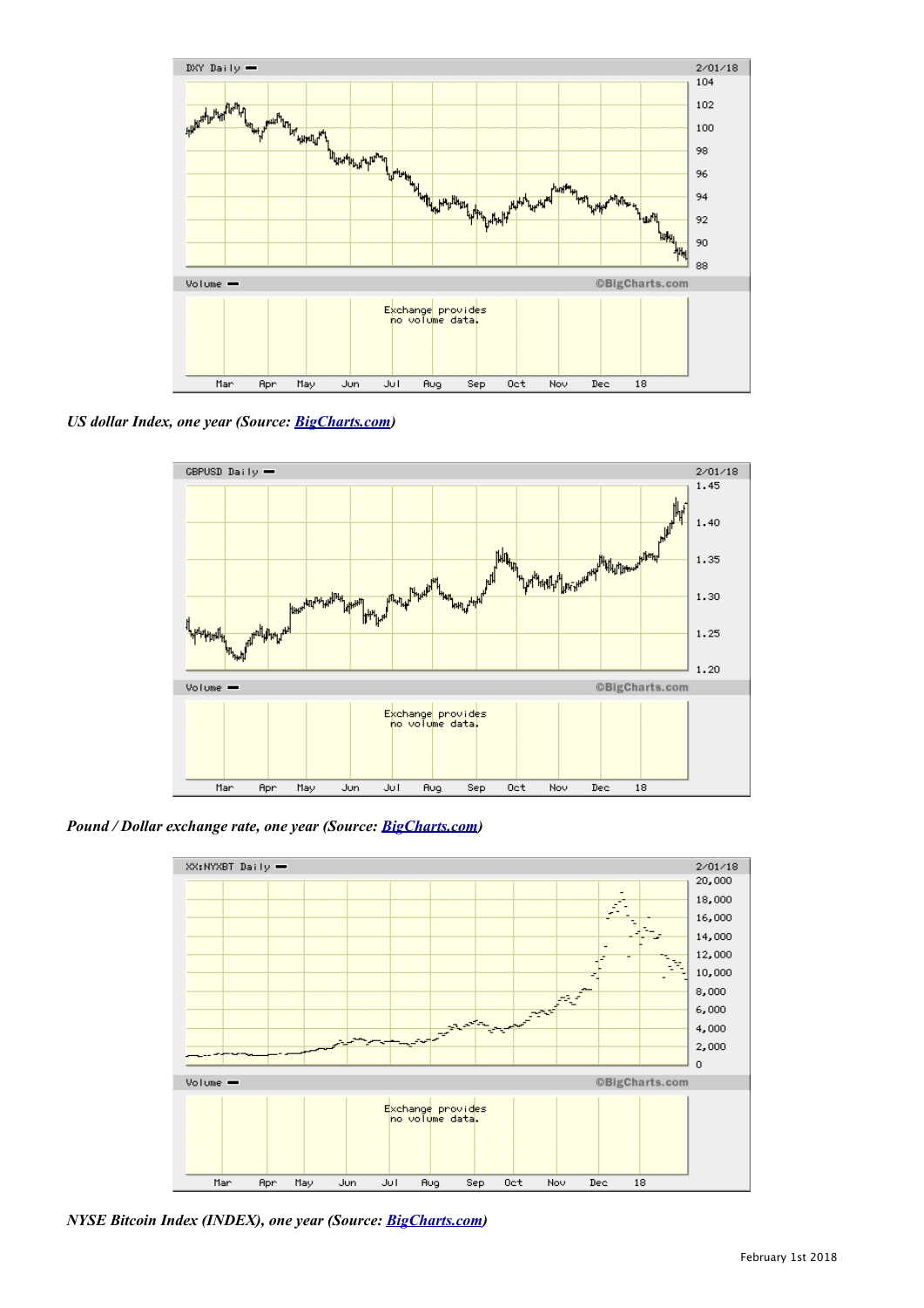*US dollar Index, one year (Source: [BigCharts.com](BigCharts.com))*

*Pound / Dollar exchange rate, one year (Source: [BigCharts.com](BigCharts.com))*

*NYSE Bitcoin Index (INDEX), one year (Source: [BigCharts.com](BigCharts.com))*

February 1st 2018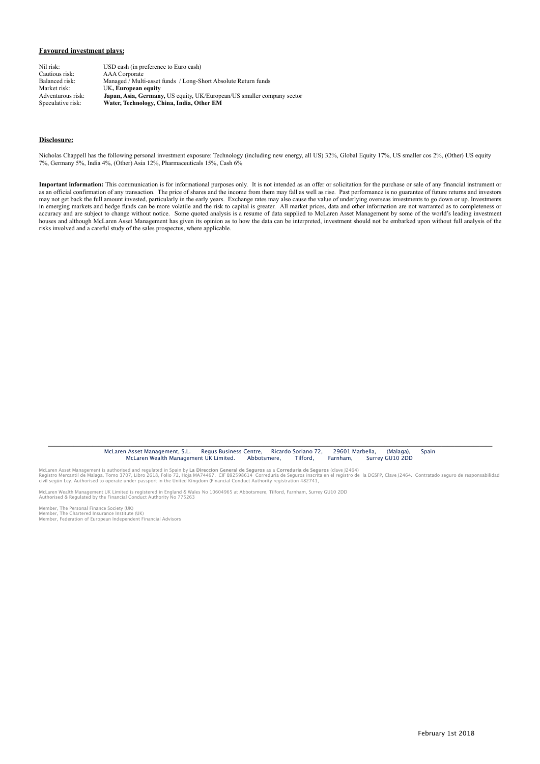**Favoured investment plays:**

| | |
|---|---|
| Nil risk: | USD cash (in preference to Euro cash) |
| Cautious risk: | AAA Corporate |
| Balanced risk: | Managed / Multi-asset funds / Long-Short Absolute Return funds |
| Market risk: | UK**, European equity** |
| Adventurous risk: | **Japan, Asia, Germany,** US equity, UK/European/US smaller company sector |
| Speculative risk: | **Water, Technology, China, India, Other EM** |

**Disclosure:**

Nicholas Chappell has the following personal investment exposure: Technology (including new energy, all US) 32%, Global Equity 17%, US smaller cos 2%, (Other) US equity 7%, Germany 5%, India 4%, (Other) Asia 12%, Pharmaceuticals 15%, Cash 6%

**Important information:** This communication is for informational purposes only. It is not intended as an offer or solicitation for the purchase or sale of any financial instrument or as an official confirmation of any transaction. The price of shares and the income from them may fall as well as rise. Past performance is no guarantee of future returns and investors may not get back the full amount invested, particularly in the early years. Exchange rates may also cause the value of underlying overseas investments to go down or up. Investments in emerging markets and hedge funds can be more volatile and the risk to capital is greater. All market prices, data and other information are not warranted as to completeness or accuracy and are subject to change without notice. Some quoted analysis is a resume of data supplied to McLaren Asset Management by some of the world's leading investment houses and although McLaren Asset Management has given its opinion as to how the data can be interpreted, investment should not be embarked upon without full analysis of the risks involved and a careful study of the sales prospectus, where applicable.

---

McLaren Asset Management, S.L. Regus Business Centre, Ricardo Soriano 72, 29601 Marbella, (Malaga), Spain
McLaren Wealth Management UK Limited. Abbotsmere, Tilford, Farnham, Surrey GU10 2DD

McLaren Asset Management is authorised and regulated in Spain by **La Direccion General de Seguros** as a **Correduria de Seguros** (clave J2464)
Registro Mercantil de Malaga, Tomo 3707, Libro 2618, Folio 72, Hoja MA74497. CIF B92598614 Correduria de Seguros inscrita en el registro de la DGSFP, Clave J2464. Contratado seguro de responsabilidad civil según Ley. Authorised to operate under passport in the United Kingdom (Financial Conduct Authority registration 482741,

McLaren Wealth Management UK Limited is registered in England & Wales No 10604965 at Abbotsmere, Tilford, Farnham, Surrey GU10 2DD
Authorised & Regulated by the Financial Conduct Authority No 775263

Member, The Personal Finance Society (UK)
Member, The Chartered Insurance Institute (UK)
Member, Federation of European Independent Financial Advisors

February 1st 2018